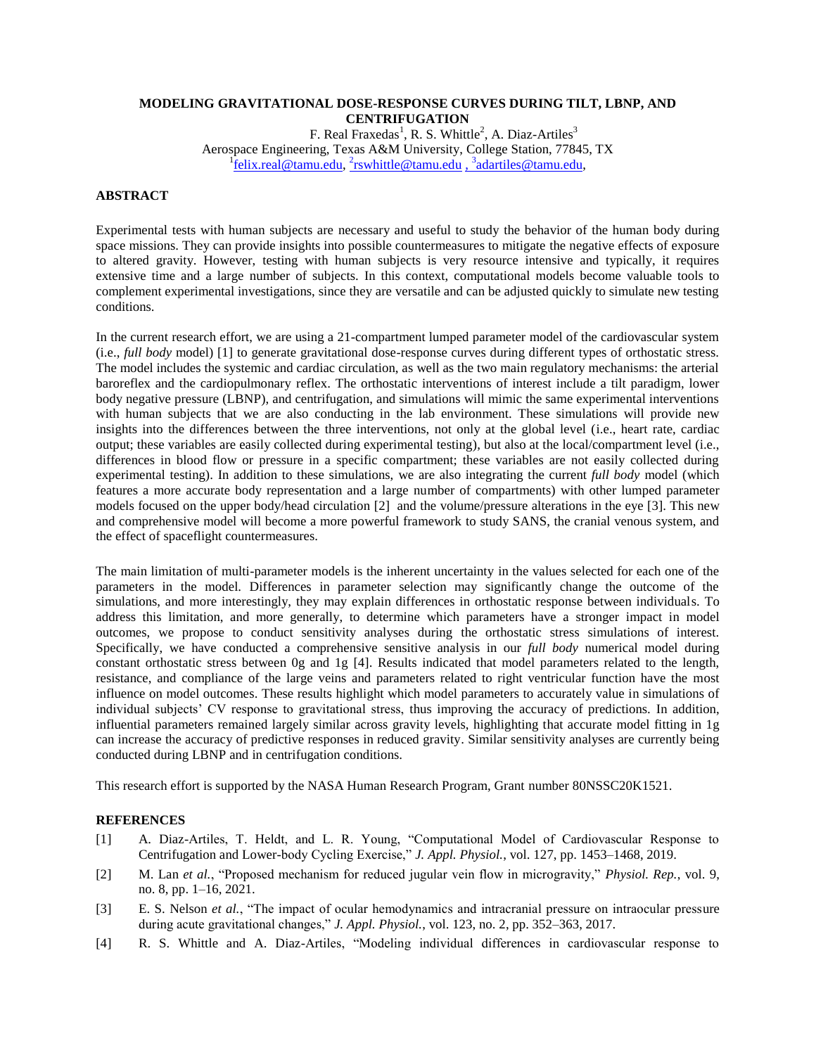# MODELING GRAVITATIONAL DOSE-RESPONSE CURVES DURING TILT, LBNP, AND CENTRIFUGATION

F. Real Fraxedas[1], R. S. Whittle[2], A. Diaz-Artiles[3]

Aerospace Engineering, Texas A&M University, College Station, 77845, TX

[1]felix.real@tamu.edu, [2]rswhittle@tamu.edu , [3]adartiles@tamu.edu,

## ABSTRACT

Experimental tests with human subjects are necessary and useful to study the behavior of the human body during space missions. They can provide insights into possible countermeasures to mitigate the negative effects of exposure to altered gravity. However, testing with human subjects is very resource intensive and typically, it requires extensive time and a large number of subjects. In this context, computational models become valuable tools to complement experimental investigations, since they are versatile and can be adjusted quickly to simulate new testing conditions.

In the current research effort, we are using a 21-compartment lumped parameter model of the cardiovascular system (i.e., *full body* model) [1] to generate gravitational dose-response curves during different types of orthostatic stress. The model includes the systemic and cardiac circulation, as well as the two main regulatory mechanisms: the arterial baroreflex and the cardiopulmonary reflex. The orthostatic interventions of interest include a tilt paradigm, lower body negative pressure (LBNP), and centrifugation, and simulations will mimic the same experimental interventions with human subjects that we are also conducting in the lab environment. These simulations will provide new insights into the differences between the three interventions, not only at the global level (i.e., heart rate, cardiac output; these variables are easily collected during experimental testing), but also at the local/compartment level (i.e., differences in blood flow or pressure in a specific compartment; these variables are not easily collected during experimental testing). In addition to these simulations, we are also integrating the current *full body* model (which features a more accurate body representation and a large number of compartments) with other lumped parameter models focused on the upper body/head circulation [2] and the volume/pressure alterations in the eye [3]. This new and comprehensive model will become a more powerful framework to study SANS, the cranial venous system, and the effect of spaceflight countermeasures.

The main limitation of multi-parameter models is the inherent uncertainty in the values selected for each one of the parameters in the model. Differences in parameter selection may significantly change the outcome of the simulations, and more interestingly, they may explain differences in orthostatic response between individuals. To address this limitation, and more generally, to determine which parameters have a stronger impact in model outcomes, we propose to conduct sensitivity analyses during the orthostatic stress simulations of interest. Specifically, we have conducted a comprehensive sensitive analysis in our *full body* numerical model during constant orthostatic stress between 0g and 1g [4]. Results indicated that model parameters related to the length, resistance, and compliance of the large veins and parameters related to right ventricular function have the most influence on model outcomes. These results highlight which model parameters to accurately value in simulations of individual subjects' CV response to gravitational stress, thus improving the accuracy of predictions. In addition, influential parameters remained largely similar across gravity levels, highlighting that accurate model fitting in 1g can increase the accuracy of predictive responses in reduced gravity. Similar sensitivity analyses are currently being conducted during LBNP and in centrifugation conditions.

This research effort is supported by the NASA Human Research Program, Grant number 80NSSC20K1521.

## REFERENCES

[1] A. Diaz-Artiles, T. Heldt, and L. R. Young, "Computational Model of Cardiovascular Response to Centrifugation and Lower-body Cycling Exercise," *J. Appl. Physiol.*, vol. 127, pp. 1453–1468, 2019.

[2] M. Lan *et al.*, "Proposed mechanism for reduced jugular vein flow in microgravity," *Physiol. Rep.*, vol. 9, no. 8, pp. 1–16, 2021.

[3] E. S. Nelson *et al.*, "The impact of ocular hemodynamics and intracranial pressure on intraocular pressure during acute gravitational changes," *J. Appl. Physiol.*, vol. 123, no. 2, pp. 352–363, 2017.

[4] R. S. Whittle and A. Diaz-Artiles, "Modeling individual differences in cardiovascular response to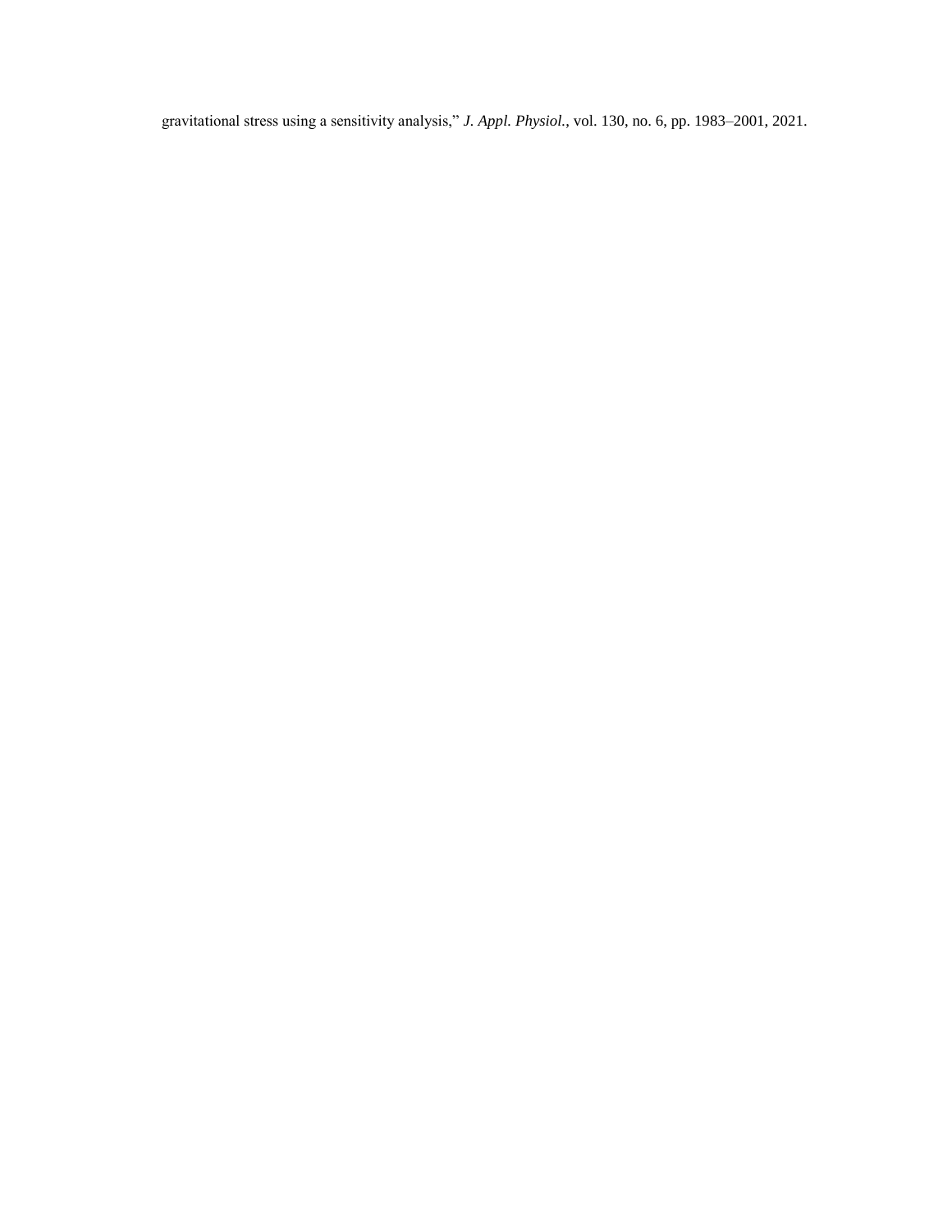gravitational stress using a sensitivity analysis," *J. Appl. Physiol.*, vol. 130, no. 6, pp. 1983–2001, 2021.